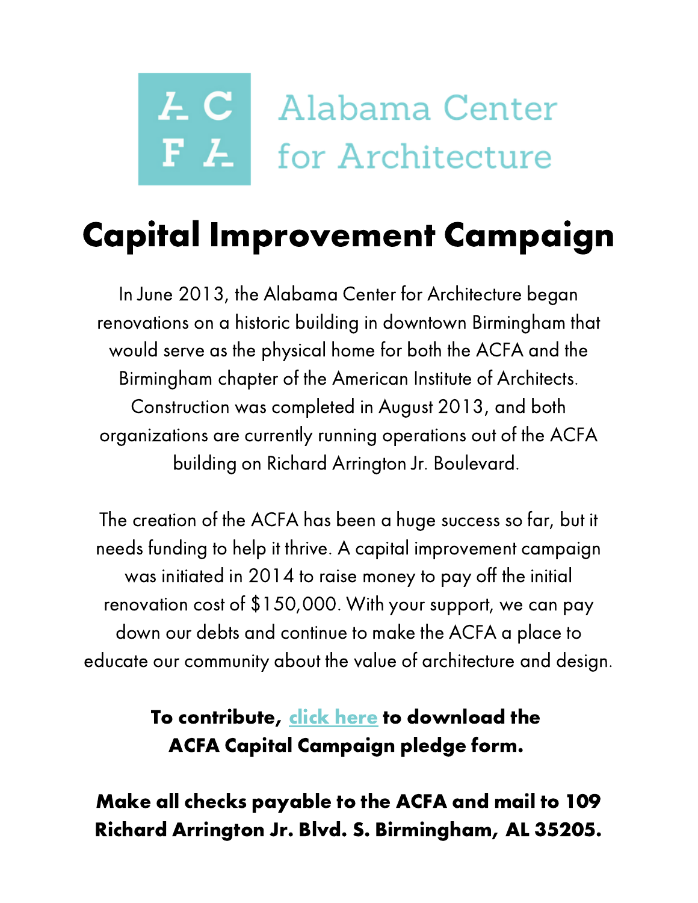ACFA

Alabama Center for Architecture

# Capital Improvement Campaign

In June 2013, the Alabama Center for Architecture began renovations on a historic building in downtown Birmingham that would serve as the physical home for both the ACFA and the Birmingham chapter of the American Institute of Architects. Construction was completed in August 2013, and both organizations are currently running operations out of the ACFA building on Richard Arrington Jr. Boulevard.

The creation of the ACFA has been a huge success so far, but it needs funding to help it thrive. A capital improvement campaign was initiated in 2014 to raise money to pay off the initial renovation cost of $150,000. With your support, we can pay down our debts and continue to make the ACFA a place to educate our community about the value of architecture and design.

**To contribute, click here to download the ACFA Capital Campaign pledge form.**

**Make all checks payable to the ACFA and mail to 109 Richard Arrington Jr. Blvd. S. Birmingham, AL 35205.**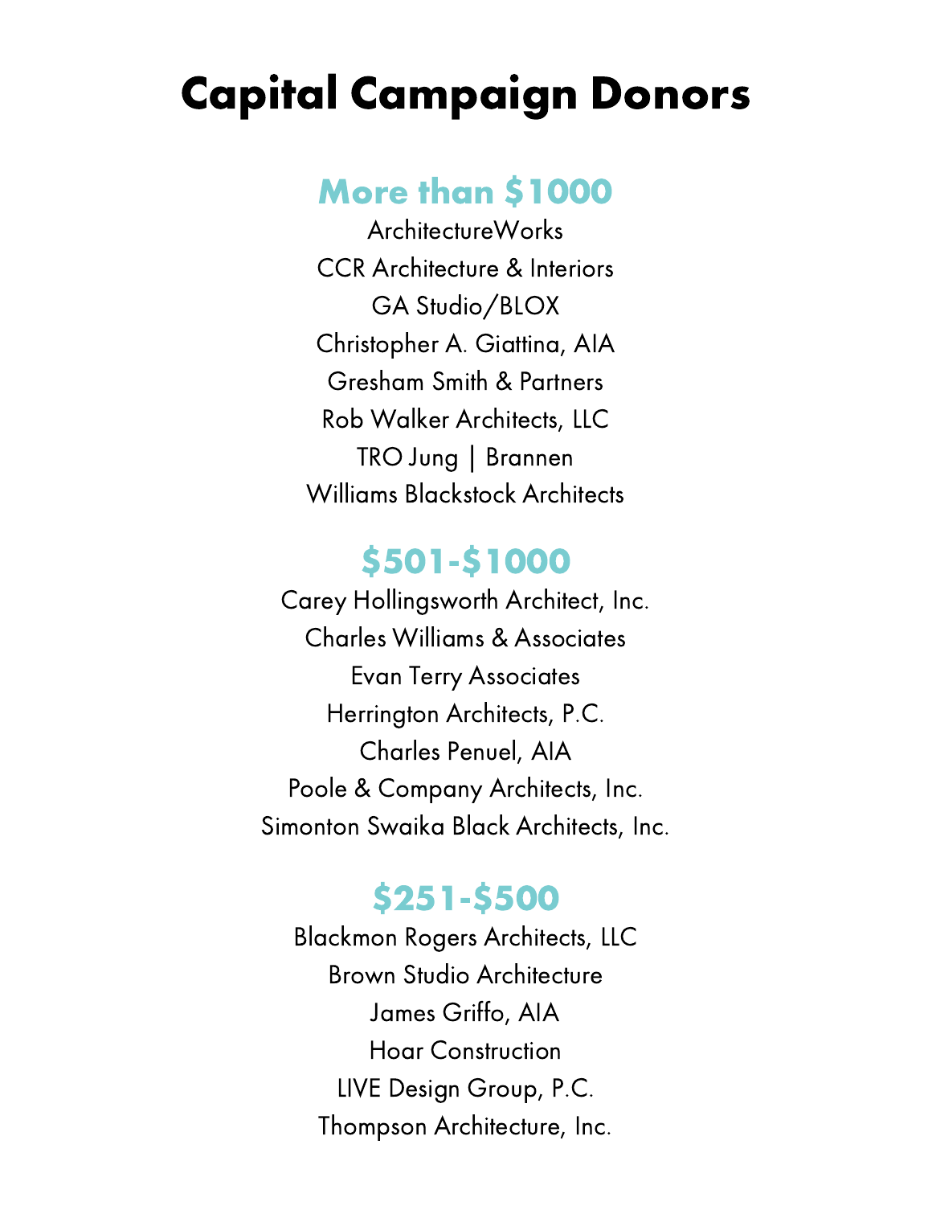# Capital Campaign Donors

## More than $1000

ArchitectureWorks
CCR Architecture & Interiors
GA Studio/BLOX
Christopher A. Giattina, AIA
Gresham Smith & Partners
Rob Walker Architects, LLC
TRO Jung | Brannen
Williams Blackstock Architects

## $501-$1000

Carey Hollingsworth Architect, Inc.
Charles Williams & Associates
Evan Terry Associates
Herrington Architects, P.C.
Charles Penuel, AIA
Poole & Company Architects, Inc.
Simonton Swaika Black Architects, Inc.

## $251-$500

Blackmon Rogers Architects, LLC
Brown Studio Architecture
James Griffo, AIA
Hoar Construction
LIVE Design Group, P.C.
Thompson Architecture, Inc.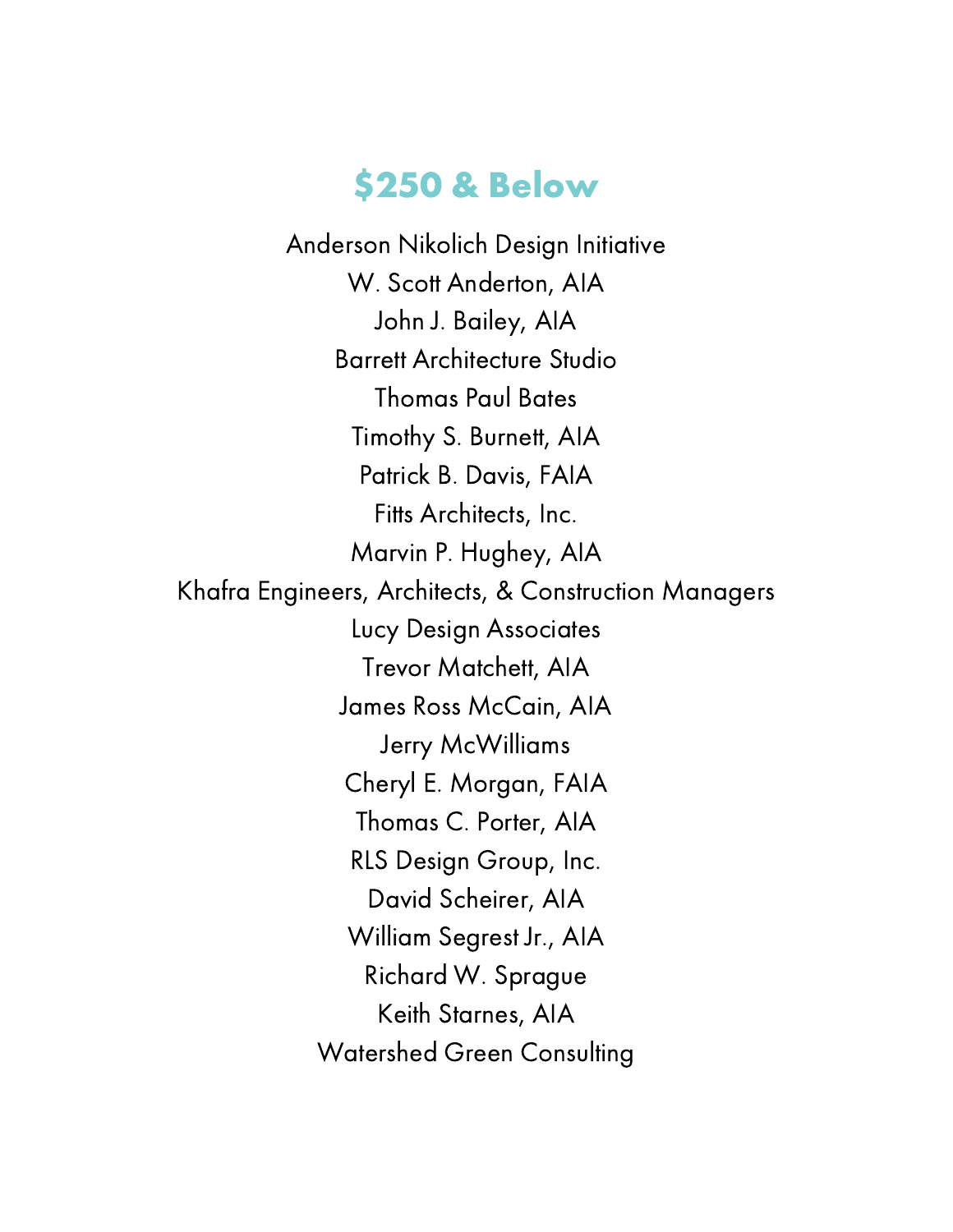## $250 & Below

Anderson Nikolich Design Initiative

W. Scott Anderton, AIA

John J. Bailey, AIA

Barrett Architecture Studio

Thomas Paul Bates

Timothy S. Burnett, AIA

Patrick B. Davis, FAIA

Fitts Architects, Inc.

Marvin P. Hughey, AIA

Khafra Engineers, Architects, & Construction Managers

Lucy Design Associates

Trevor Matchett, AIA

James Ross McCain, AIA

Jerry McWilliams

Cheryl E. Morgan, FAIA

Thomas C. Porter, AIA

RLS Design Group, Inc.

David Scheirer, AIA

William Segrest Jr., AIA

Richard W. Sprague

Keith Starnes, AIA

Watershed Green Consulting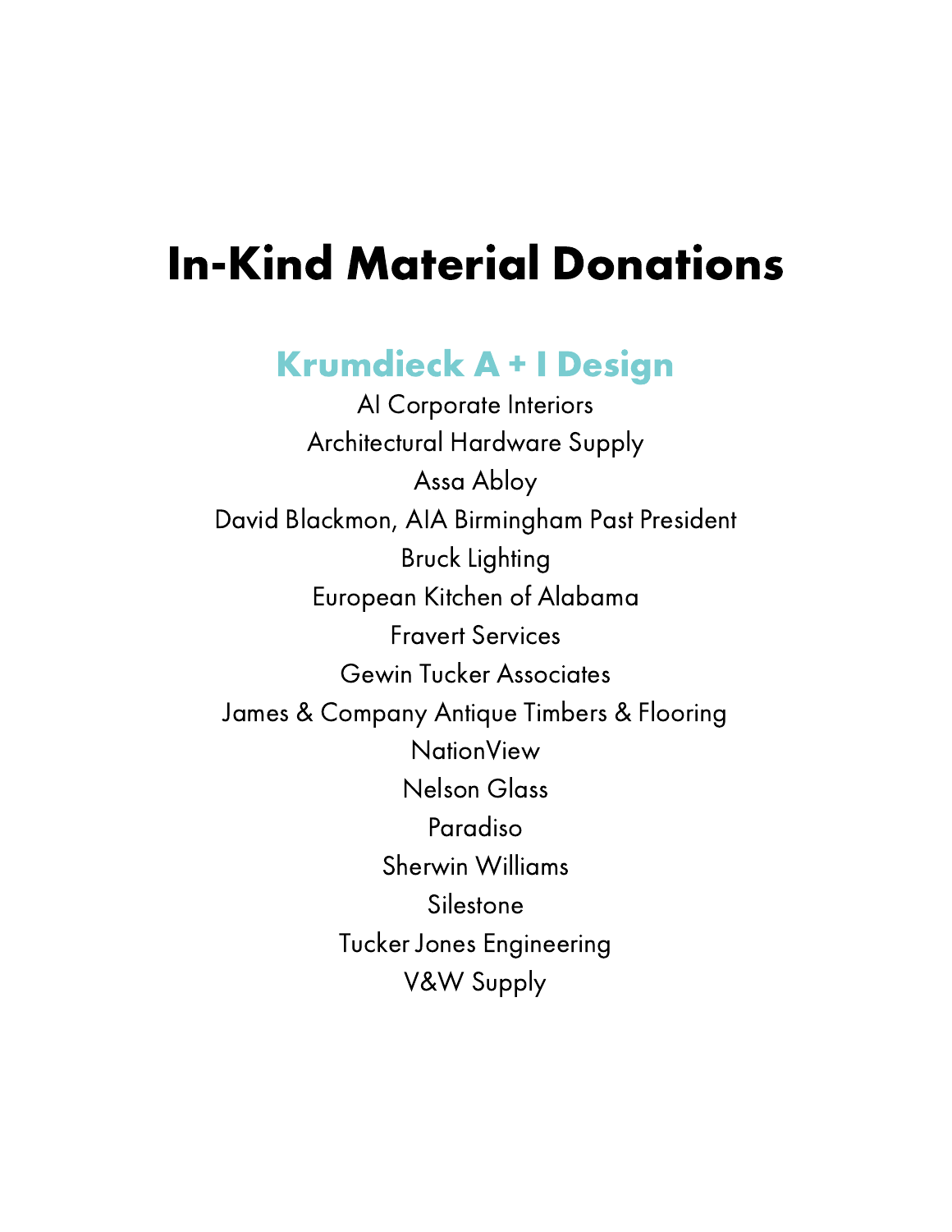# In-Kind Material Donations

## Krumdieck A + I Design

AI Corporate Interiors

Architectural Hardware Supply

Assa Abloy

David Blackmon, AIA Birmingham Past President

Bruck Lighting

European Kitchen of Alabama

Fravert Services

Gewin Tucker Associates

James & Company Antique Timbers & Flooring

NationView

Nelson Glass

Paradiso

Sherwin Williams

Silestone

Tucker Jones Engineering

V&W Supply